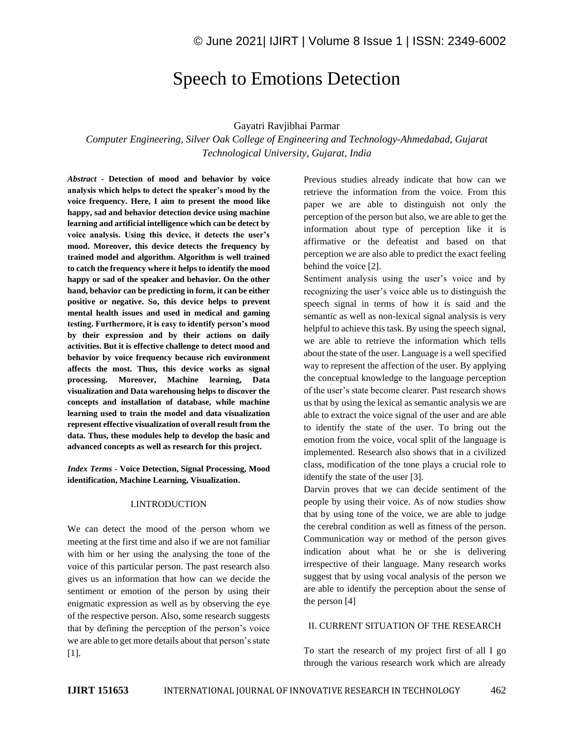# Speech to Emotions Detection

Gayatri Ravjibhai Parmar

*Computer Engineering, Silver Oak College of Engineering and Technology-Ahmedabad, Gujarat Technological University, Gujarat, India*

***Abstract* - Detection of mood and behavior by voice analysis which helps to detect the speaker's mood by the voice frequency. Here, I aim to present the mood like happy, sad and behavior detection device using machine learning and artificial intelligence which can be detect by voice analysis. Using this device, it detects the user's mood. Moreover, this device detects the frequency by trained model and algorithm. Algorithm is well trained to catch the frequency where it helps to identify the mood happy or sad of the speaker and behavior. On the other hand, behavior can be predicting in form, it can be either positive or negative. So, this device helps to prevent mental health issues and used in medical and gaming testing. Furthermore, it is easy to identify person's mood by their expression and by their actions on daily activities. But it is effective challenge to detect mood and behavior by voice frequency because rich environment affects the most. Thus, this device works as signal processing. Moreover, Machine learning, Data visualization and Data warehousing helps to discover the concepts and installation of database, while machine learning used to train the model and data visualization represent effective visualization of overall result from the data. Thus, these modules help to develop the basic and advanced concepts as well as research for this project.**

***Index Terms* - Voice Detection, Signal Processing, Mood identification, Machine Learning, Visualization.**

## I.INTRODUCTION

We can detect the mood of the person whom we meeting at the first time and also if we are not familiar with him or her using the analysing the tone of the voice of this particular person. The past research also gives us an information that how can we decide the sentiment or emotion of the person by using their enigmatic expression as well as by observing the eye of the respective person. Also, some research suggests that by defining the perception of the person's voice we are able to get more details about that person's state [1].

Previous studies already indicate that how can we retrieve the information from the voice. From this paper we are able to distinguish not only the perception of the person but also, we are able to get the information about type of perception like it is affirmative or the defeatist and based on that perception we are also able to predict the exact feeling behind the voice [2].

Sentiment analysis using the user's voice and by recognizing the user's voice able us to distinguish the speech signal in terms of how it is said and the semantic as well as non-lexical signal analysis is very helpful to achieve this task. By using the speech signal, we are able to retrieve the information which tells about the state of the user. Language is a well specified way to represent the affection of the user. By applying the conceptual knowledge to the language perception of the user's state become clearer. Past research shows us that by using the lexical as semantic analysis we are able to extract the voice signal of the user and are able to identify the state of the user. To bring out the emotion from the voice, vocal split of the language is implemented. Research also shows that in a civilized class, modification of the tone plays a crucial role to identify the state of the user [3].

Darvin proves that we can decide sentiment of the people by using their voice. As of now studies show that by using tone of the voice, we are able to judge the cerebral condition as well as fitness of the person. Communication way or method of the person gives indication about what he or she is delivering irrespective of their language. Many research works suggest that by using vocal analysis of the person we are able to identify the perception about the sense of the person [4]

## II. CURRENT SITUATION OF THE RESEARCH

To start the research of my project first of all I go through the various research work which are already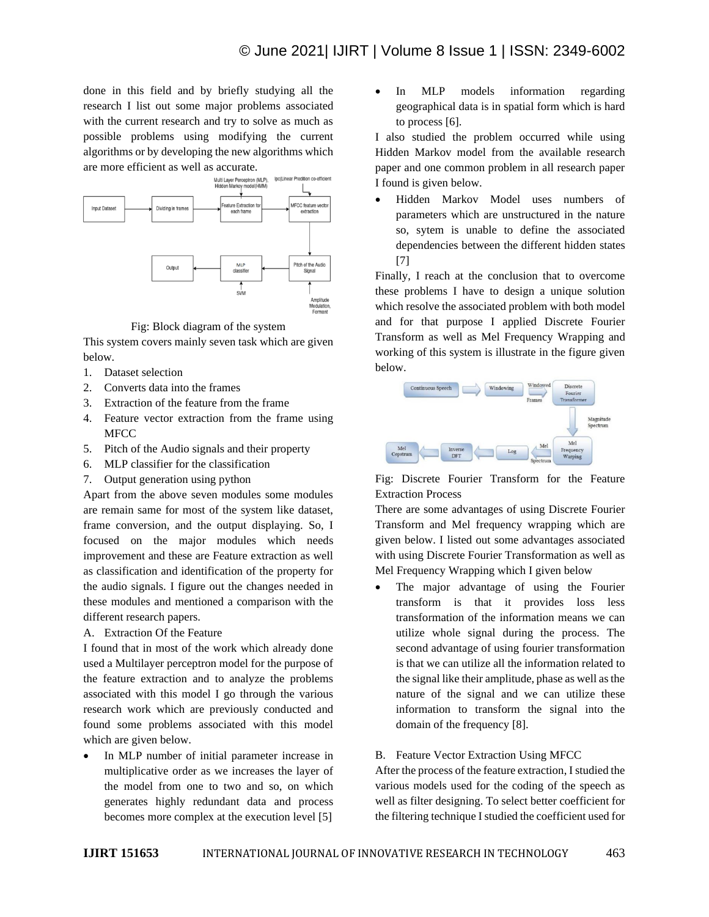done in this field and by briefly studying all the research I list out some major problems associated with the current research and try to solve as much as possible problems using modifying the current algorithms or by developing the new algorithms which are more efficient as well as accurate.

Fig: Block diagram of the system

This system covers mainly seven task which are given below.

1. Dataset selection
2. Converts data into the frames
3. Extraction of the feature from the frame
4. Feature vector extraction from the frame using MFCC
5. Pitch of the Audio signals and their property
6. MLP classifier for the classification
7. Output generation using python

Apart from the above seven modules some modules are remain same for most of the system like dataset, frame conversion, and the output displaying. So, I focused on the major modules which needs improvement and these are Feature extraction as well as classification and identification of the property for the audio signals. I figure out the changes needed in these modules and mentioned a comparison with the different research papers.

A. Extraction Of the Feature

I found that in most of the work which already done used a Multilayer perceptron model for the purpose of the feature extraction and to analyze the problems associated with this model I go through the various research work which are previously conducted and found some problems associated with this model which are given below.

- In MLP number of initial parameter increase in multiplicative order as we increases the layer of the model from one to two and so, on which generates highly redundant data and process becomes more complex at the execution level [5]
- In MLP models information regarding geographical data is in spatial form which is hard to process [6].

I also studied the problem occurred while using Hidden Markov model from the available research paper and one common problem in all research paper I found is given below.

- Hidden Markov Model uses numbers of parameters which are unstructured in the nature so, sytem is unable to define the associated dependencies between the different hidden states [7]

Finally, I reach at the conclusion that to overcome these problems I have to design a unique solution which resolve the associated problem with both model and for that purpose I applied Discrete Fourier Transform as well as Mel Frequency Wrapping and working of this system is illustrate in the figure given below.

Fig: Discrete Fourier Transform for the Feature Extraction Process

There are some advantages of using Discrete Fourier Transform and Mel frequency wrapping which are given below. I listed out some advantages associated with using Discrete Fourier Transformation as well as Mel Frequency Wrapping which I given below

- The major advantage of using the Fourier transform is that it provides loss less transformation of the information means we can utilize whole signal during the process. The second advantage of using fourier transformation is that we can utilize all the information related to the signal like their amplitude, phase as well as the nature of the signal and we can utilize these information to transform the signal into the domain of the frequency [8].

B. Feature Vector Extraction Using MFCC

After the process of the feature extraction, I studied the various models used for the coding of the speech as well as filter designing. To select better coefficient for the filtering technique I studied the coefficient used for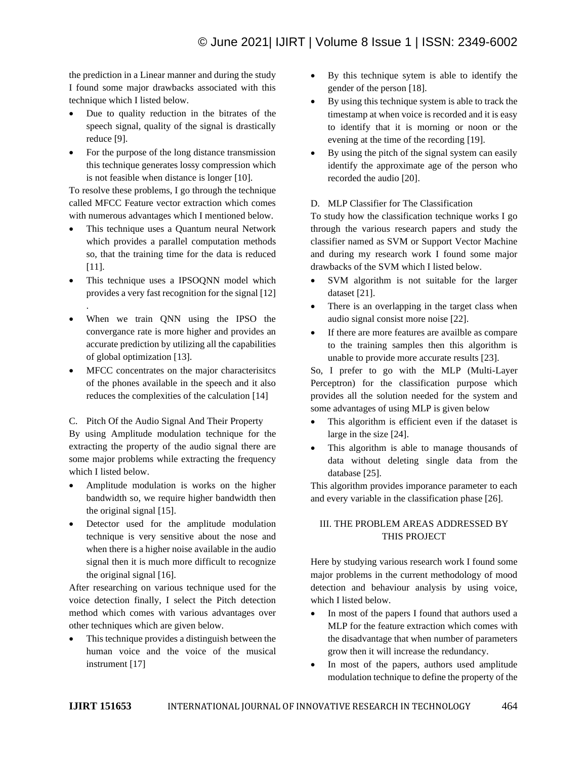the prediction in a Linear manner and during the study I found some major drawbacks associated with this technique which I listed below.

- Due to quality reduction in the bitrates of the speech signal, quality of the signal is drastically reduce [9].
- For the purpose of the long distance transmission this technique generates lossy compression which is not feasible when distance is longer [10].

To resolve these problems, I go through the technique called MFCC Feature vector extraction which comes with numerous advantages which I mentioned below.

- This technique uses a Quantum neural Network which provides a parallel computation methods so, that the training time for the data is reduced [11].
- This technique uses a IPSOQNN model which provides a very fast recognition for the signal [12] .
- When we train QNN using the IPSO the convergance rate is more higher and provides an accurate prediction by utilizing all the capabilities of global optimization [13].
- MFCC concentrates on the major characterisitcs of the phones available in the speech and it also reduces the complexities of the calculation [14]

C. Pitch Of the Audio Signal And Their Property

By using Amplitude modulation technique for the extracting the property of the audio signal there are some major problems while extracting the frequency which I listed below.

- Amplitude modulation is works on the higher bandwidth so, we require higher bandwidth then the original signal [15].
- Detector used for the amplitude modulation technique is very sensitive about the nose and when there is a higher noise available in the audio signal then it is much more difficult to recognize the original signal [16].

After researching on various technique used for the voice detection finally, I select the Pitch detection method which comes with various advantages over other techniques which are given below.

- This technique provides a distinguish between the human voice and the voice of the musical instrument [17]
- By this technique sytem is able to identify the gender of the person [18].
- By using this technique system is able to track the timestamp at when voice is recorded and it is easy to identify that it is morning or noon or the evening at the time of the recording [19].
- By using the pitch of the signal system can easily identify the approximate age of the person who recorded the audio [20].

D. MLP Classifier for The Classification

To study how the classification technique works I go through the various research papers and study the classifier named as SVM or Support Vector Machine and during my research work I found some major drawbacks of the SVM which I listed below.

- SVM algorithm is not suitable for the larger dataset [21].
- There is an overlapping in the target class when audio signal consist more noise [22].
- If there are more features are availble as compare to the training samples then this algorithm is unable to provide more accurate results [23].

So, I prefer to go with the MLP (Multi-Layer Perceptron) for the classification purpose which provides all the solution needed for the system and some advantages of using MLP is given below

- This algorithm is efficient even if the dataset is large in the size [24].
- This algorithm is able to manage thousands of data without deleting single data from the database [25].

This algorithm provides imporance parameter to each and every variable in the classification phase [26].

## III. THE PROBLEM AREAS ADDRESSED BY THIS PROJECT

Here by studying various research work I found some major problems in the current methodology of mood detection and behaviour analysis by using voice, which I listed below.

- In most of the papers I found that authors used a MLP for the feature extraction which comes with the disadvantage that when number of parameters grow then it will increase the redundancy.
- In most of the papers, authors used amplitude modulation technique to define the property of the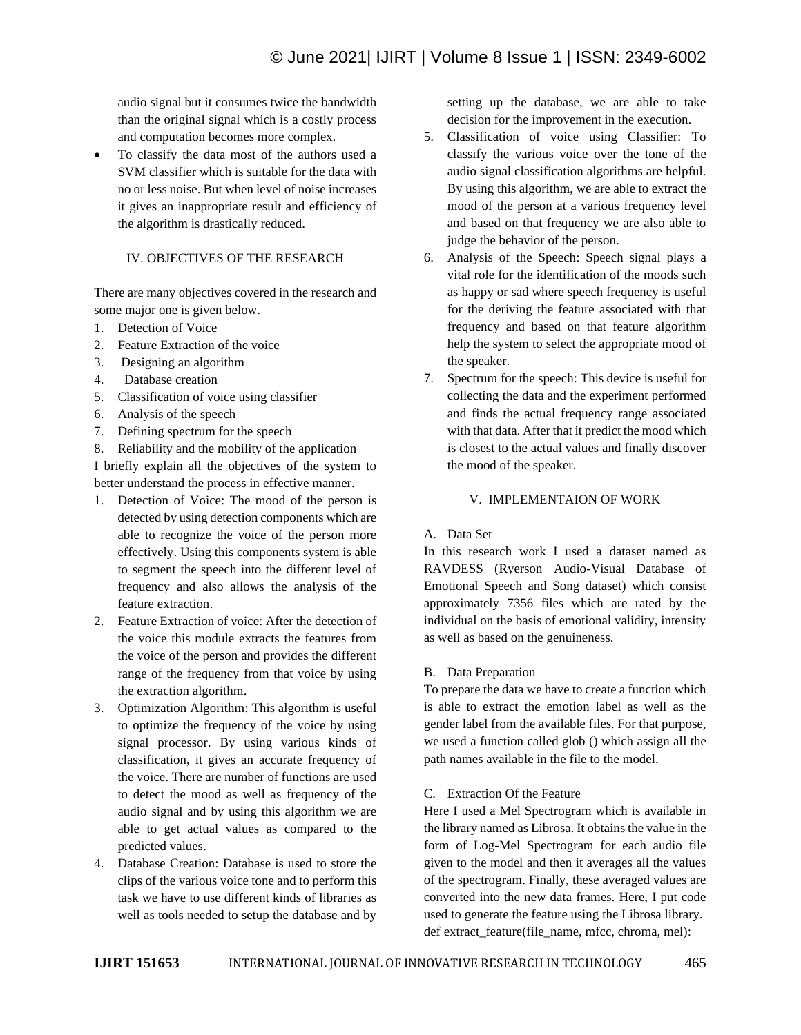audio signal but it consumes twice the bandwidth than the original signal which is a costly process and computation becomes more complex.

- To classify the data most of the authors used a SVM classifier which is suitable for the data with no or less noise. But when level of noise increases it gives an inappropriate result and efficiency of the algorithm is drastically reduced.

## IV. OBJECTIVES OF THE RESEARCH

There are many objectives covered in the research and some major one is given below.

1. Detection of Voice
2. Feature Extraction of the voice
3. Designing an algorithm
4. Database creation
5. Classification of voice using classifier
6. Analysis of the speech
7. Defining spectrum for the speech
8. Reliability and the mobility of the application

I briefly explain all the objectives of the system to better understand the process in effective manner.

1. Detection of Voice: The mood of the person is detected by using detection components which are able to recognize the voice of the person more effectively. Using this components system is able to segment the speech into the different level of frequency and also allows the analysis of the feature extraction.
2. Feature Extraction of voice: After the detection of the voice this module extracts the features from the voice of the person and provides the different range of the frequency from that voice by using the extraction algorithm.
3. Optimization Algorithm: This algorithm is useful to optimize the frequency of the voice by using signal processor. By using various kinds of classification, it gives an accurate frequency of the voice. There are number of functions are used to detect the mood as well as frequency of the audio signal and by using this algorithm we are able to get actual values as compared to the predicted values.
4. Database Creation: Database is used to store the clips of the various voice tone and to perform this task we have to use different kinds of libraries as well as tools needed to setup the database and by setting up the database, we are able to take decision for the improvement in the execution.
5. Classification of voice using Classifier: To classify the various voice over the tone of the audio signal classification algorithms are helpful. By using this algorithm, we are able to extract the mood of the person at a various frequency level and based on that frequency we are also able to judge the behavior of the person.
6. Analysis of the Speech: Speech signal plays a vital role for the identification of the moods such as happy or sad where speech frequency is useful for the deriving the feature associated with that frequency and based on that feature algorithm help the system to select the appropriate mood of the speaker.
7. Spectrum for the speech: This device is useful for collecting the data and the experiment performed and finds the actual frequency range associated with that data. After that it predict the mood which is closest to the actual values and finally discover the mood of the speaker.

## V. IMPLEMENTAION OF WORK

### A. Data Set

In this research work I used a dataset named as RAVDESS (Ryerson Audio-Visual Database of Emotional Speech and Song dataset) which consist approximately 7356 files which are rated by the individual on the basis of emotional validity, intensity as well as based on the genuineness.

### B. Data Preparation

To prepare the data we have to create a function which is able to extract the emotion label as well as the gender label from the available files. For that purpose, we used a function called glob () which assign all the path names available in the file to the model.

### C. Extraction Of the Feature

Here I used a Mel Spectrogram which is available in the library named as Librosa. It obtains the value in the form of Log-Mel Spectrogram for each audio file given to the model and then it averages all the values of the spectrogram. Finally, these averaged values are converted into the new data frames. Here, I put code used to generate the feature using the Librosa library.

```
def extract_feature(file_name, mfcc, chroma, mel):
```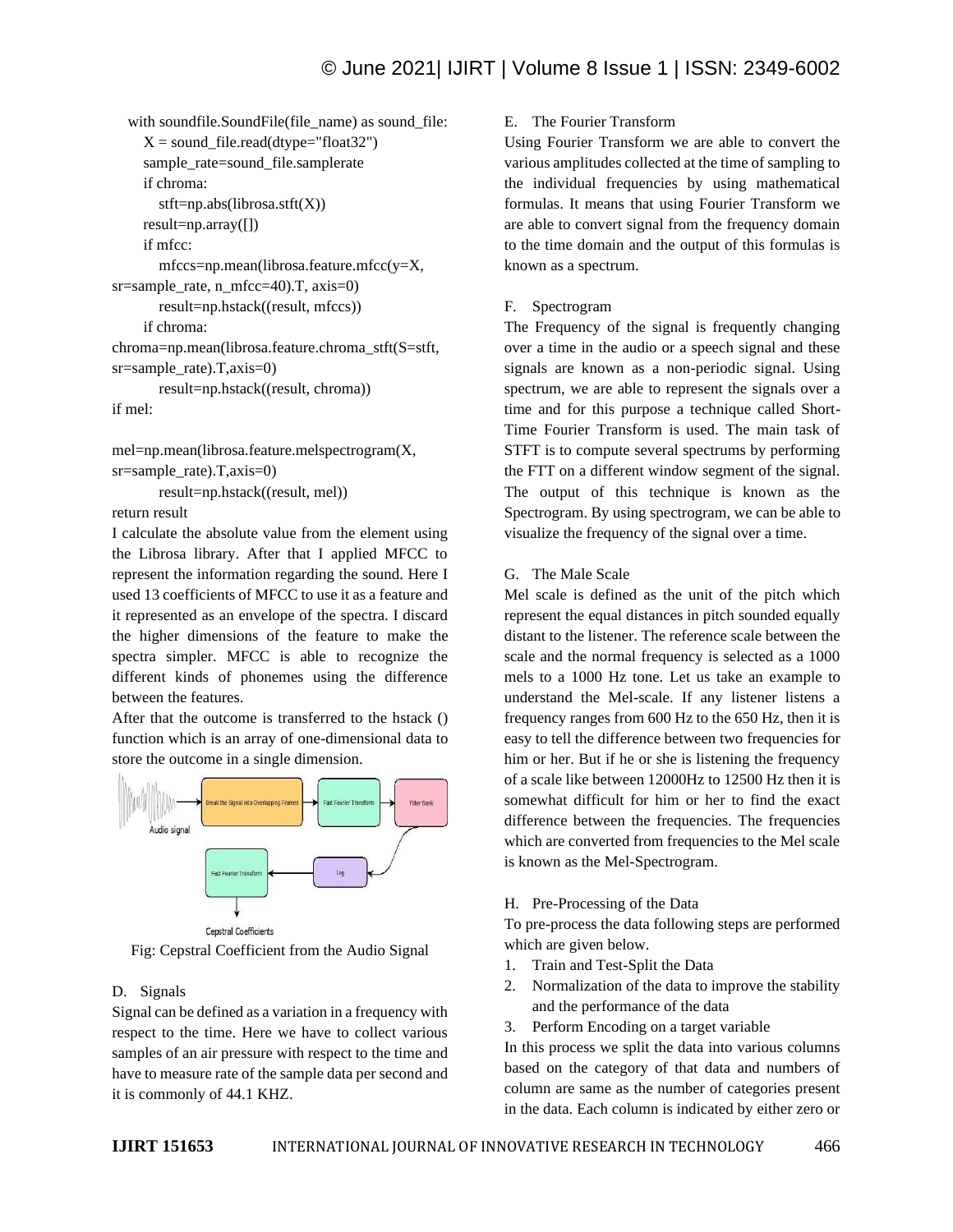```
with soundfile.SoundFile(file_name) as sound_file:
    X = sound_file.read(dtype="float32")
    sample_rate=sound_file.samplerate
    if chroma:
        stft=np.abs(librosa.stft(X))
    result=np.array([])
    if mfcc:
        mfccs=np.mean(librosa.feature.mfcc(y=X,
sr=sample_rate, n_mfcc=40).T, axis=0)
        result=np.hstack((result, mfccs))
    if chroma:
chroma=np.mean(librosa.feature.chroma_stft(S=stft,
sr=sample_rate).T,axis=0)
        result=np.hstack((result, chroma))
if mel:

mel=np.mean(librosa.feature.melspectrogram(X,
sr=sample_rate).T,axis=0)
        result=np.hstack((result, mel))
return result
```

I calculate the absolute value from the element using the Librosa library. After that I applied MFCC to represent the information regarding the sound. Here I used 13 coefficients of MFCC to use it as a feature and it represented as an envelope of the spectra. I discard the higher dimensions of the feature to make the spectra simpler. MFCC is able to recognize the different kinds of phonemes using the difference between the features.

After that the outcome is transferred to the hstack () function which is an array of one-dimensional data to store the outcome in a single dimension.

Audio signal → Break the Signal into Overlapping Frames → Fast Fourier Transform → Filter Bank → Log → Fast Fourier Transform → Cepstral Coefficients

Fig: Cepstral Coefficient from the Audio Signal

### D. Signals

Signal can be defined as a variation in a frequency with respect to the time. Here we have to collect various samples of an air pressure with respect to the time and have to measure rate of the sample data per second and it is commonly of 44.1 KHZ.

### E. The Fourier Transform

Using Fourier Transform we are able to convert the various amplitudes collected at the time of sampling to the individual frequencies by using mathematical formulas. It means that using Fourier Transform we are able to convert signal from the frequency domain to the time domain and the output of this formulas is known as a spectrum.

### F. Spectrogram

The Frequency of the signal is frequently changing over a time in the audio or a speech signal and these signals are known as a non-periodic signal. Using spectrum, we are able to represent the signals over a time and for this purpose a technique called Short-Time Fourier Transform is used. The main task of STFT is to compute several spectrums by performing the FTT on a different window segment of the signal. The output of this technique is known as the Spectrogram. By using spectrogram, we can be able to visualize the frequency of the signal over a time.

### G. The Male Scale

Mel scale is defined as the unit of the pitch which represent the equal distances in pitch sounded equally distant to the listener. The reference scale between the scale and the normal frequency is selected as a 1000 mels to a 1000 Hz tone. Let us take an example to understand the Mel-scale. If any listener listens a frequency ranges from 600 Hz to the 650 Hz, then it is easy to tell the difference between two frequencies for him or her. But if he or she is listening the frequency of a scale like between 12000Hz to 12500 Hz then it is somewhat difficult for him or her to find the exact difference between the frequencies. The frequencies which are converted from frequencies to the Mel scale is known as the Mel-Spectrogram.

### H. Pre-Processing of the Data

To pre-process the data following steps are performed which are given below.

1. Train and Test-Split the Data
2. Normalization of the data to improve the stability and the performance of the data
3. Perform Encoding on a target variable

In this process we split the data into various columns based on the category of that data and numbers of column are same as the number of categories present in the data. Each column is indicated by either zero or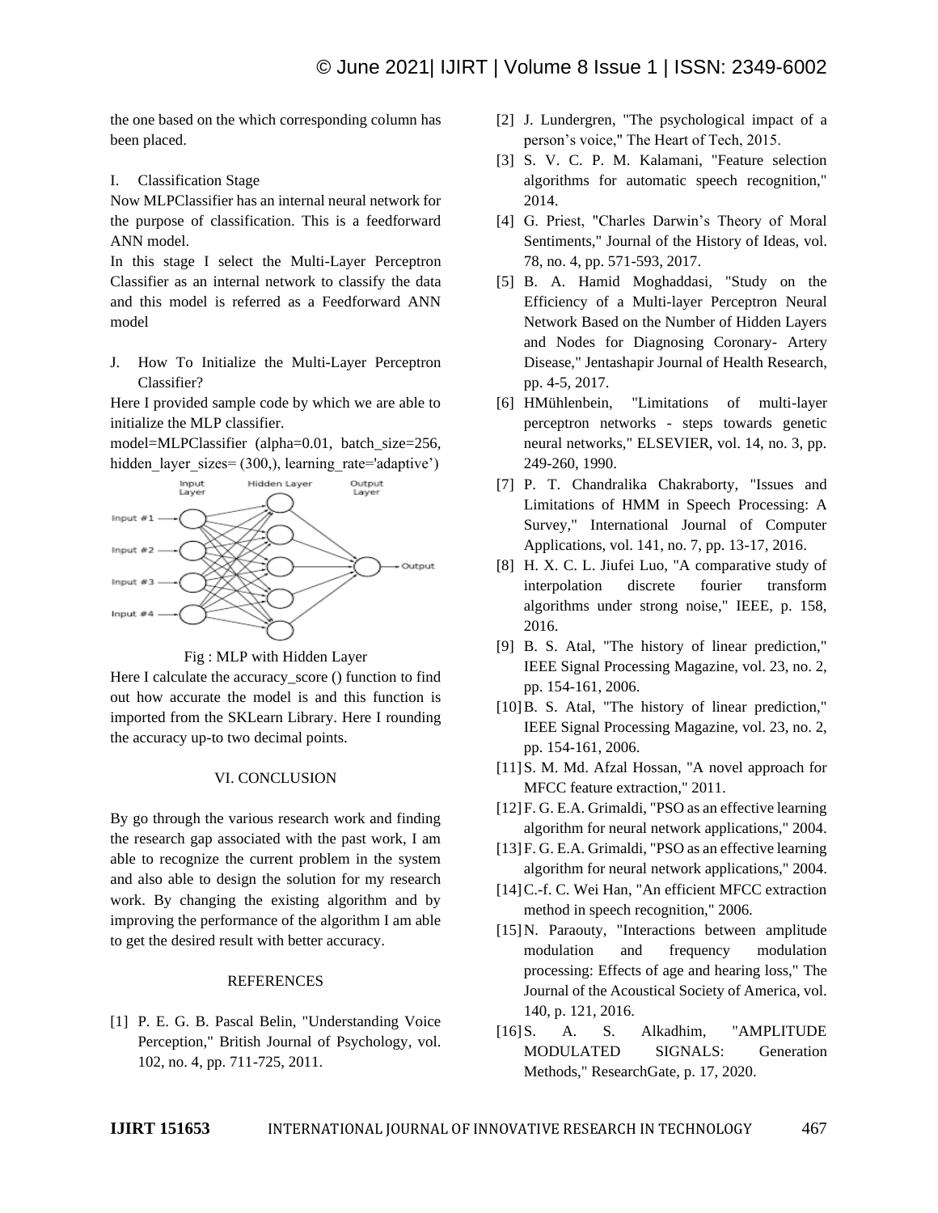the one based on the which corresponding column has been placed.

I. Classification Stage

Now MLPClassifier has an internal neural network for the purpose of classification. This is a feedforward ANN model.

In this stage I select the Multi-Layer Perceptron Classifier as an internal network to classify the data and this model is referred as a Feedforward ANN model

J. How To Initialize the Multi-Layer Perceptron Classifier?

Here I provided sample code by which we are able to initialize the MLP classifier.

model=MLPClassifier (alpha=0.01, batch_size=256, hidden_layer_sizes= (300,), learning_rate='adaptive')

Fig : MLP with Hidden Layer

Here I calculate the accuracy_score () function to find out how accurate the model is and this function is imported from the SKLearn Library. Here I rounding the accuracy up-to two decimal points.

## VI. CONCLUSION

By go through the various research work and finding the research gap associated with the past work, I am able to recognize the current problem in the system and also able to design the solution for my research work. By changing the existing algorithm and by improving the performance of the algorithm I am able to get the desired result with better accuracy.

## REFERENCES

[1] P. E. G. B. Pascal Belin, "Understanding Voice Perception," British Journal of Psychology, vol. 102, no. 4, pp. 711-725, 2011.

[2] J. Lundergren, "The psychological impact of a person's voice," The Heart of Tech, 2015.

[3] S. V. C. P. M. Kalamani, "Feature selection algorithms for automatic speech recognition," 2014.

[4] G. Priest, "Charles Darwin's Theory of Moral Sentiments," Journal of the History of Ideas, vol. 78, no. 4, pp. 571-593, 2017.

[5] B. A. Hamid Moghaddasi, "Study on the Efficiency of a Multi-layer Perceptron Neural Network Based on the Number of Hidden Layers and Nodes for Diagnosing Coronary- Artery Disease," Jentashapir Journal of Health Research, pp. 4-5, 2017.

[6] HMühlenbein, "Limitations of multi-layer perceptron networks - steps towards genetic neural networks," ELSEVIER, vol. 14, no. 3, pp. 249-260, 1990.

[7] P. T. Chandralika Chakraborty, "Issues and Limitations of HMM in Speech Processing: A Survey," International Journal of Computer Applications, vol. 141, no. 7, pp. 13-17, 2016.

[8] H. X. C. L. Jiufei Luo, "A comparative study of interpolation discrete fourier transform algorithms under strong noise," IEEE, p. 158, 2016.

[9] B. S. Atal, "The history of linear prediction," IEEE Signal Processing Magazine, vol. 23, no. 2, pp. 154-161, 2006.

[10] B. S. Atal, "The history of linear prediction," IEEE Signal Processing Magazine, vol. 23, no. 2, pp. 154-161, 2006.

[11] S. M. Md. Afzal Hossan, "A novel approach for MFCC feature extraction," 2011.

[12] F. G. E.A. Grimaldi, "PSO as an effective learning algorithm for neural network applications," 2004.

[13] F. G. E.A. Grimaldi, "PSO as an effective learning algorithm for neural network applications," 2004.

[14] C.-f. C. Wei Han, "An efficient MFCC extraction method in speech recognition," 2006.

[15] N. Paraouty, "Interactions between amplitude modulation and frequency modulation processing: Effects of age and hearing loss," The Journal of the Acoustical Society of America, vol. 140, p. 121, 2016.

[16] S. A. S. Alkadhim, "AMPLITUDE MODULATED SIGNALS: Generation Methods," ResearchGate, p. 17, 2020.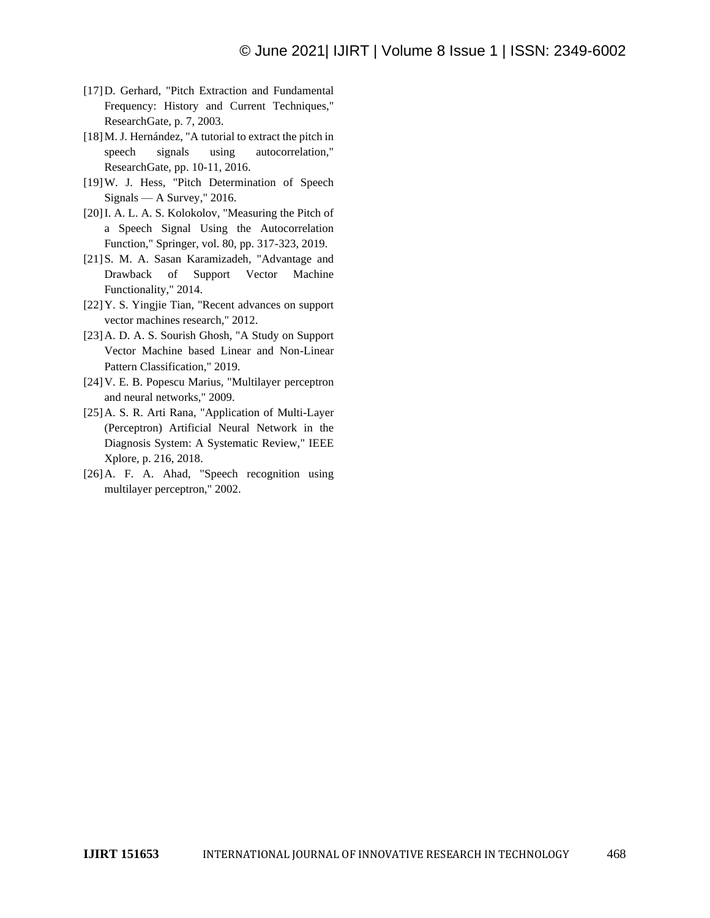[17] D. Gerhard, "Pitch Extraction and Fundamental Frequency: History and Current Techniques," ResearchGate, p. 7, 2003.

[18] M. J. Hernández, "A tutorial to extract the pitch in speech signals using autocorrelation," ResearchGate, pp. 10-11, 2016.

[19] W. J. Hess, "Pitch Determination of Speech Signals — A Survey," 2016.

[20] I. A. L. A. S. Kolokolov, "Measuring the Pitch of a Speech Signal Using the Autocorrelation Function," Springer, vol. 80, pp. 317-323, 2019.

[21] S. M. A. Sasan Karamizadeh, "Advantage and Drawback of Support Vector Machine Functionality," 2014.

[22] Y. S. Yingjie Tian, "Recent advances on support vector machines research," 2012.

[23] A. D. A. S. Sourish Ghosh, "A Study on Support Vector Machine based Linear and Non-Linear Pattern Classification," 2019.

[24] V. E. B. Popescu Marius, "Multilayer perceptron and neural networks," 2009.

[25] A. S. R. Arti Rana, "Application of Multi-Layer (Perceptron) Artificial Neural Network in the Diagnosis System: A Systematic Review," IEEE Xplore, p. 216, 2018.

[26] A. F. A. Ahad, "Speech recognition using multilayer perceptron," 2002.